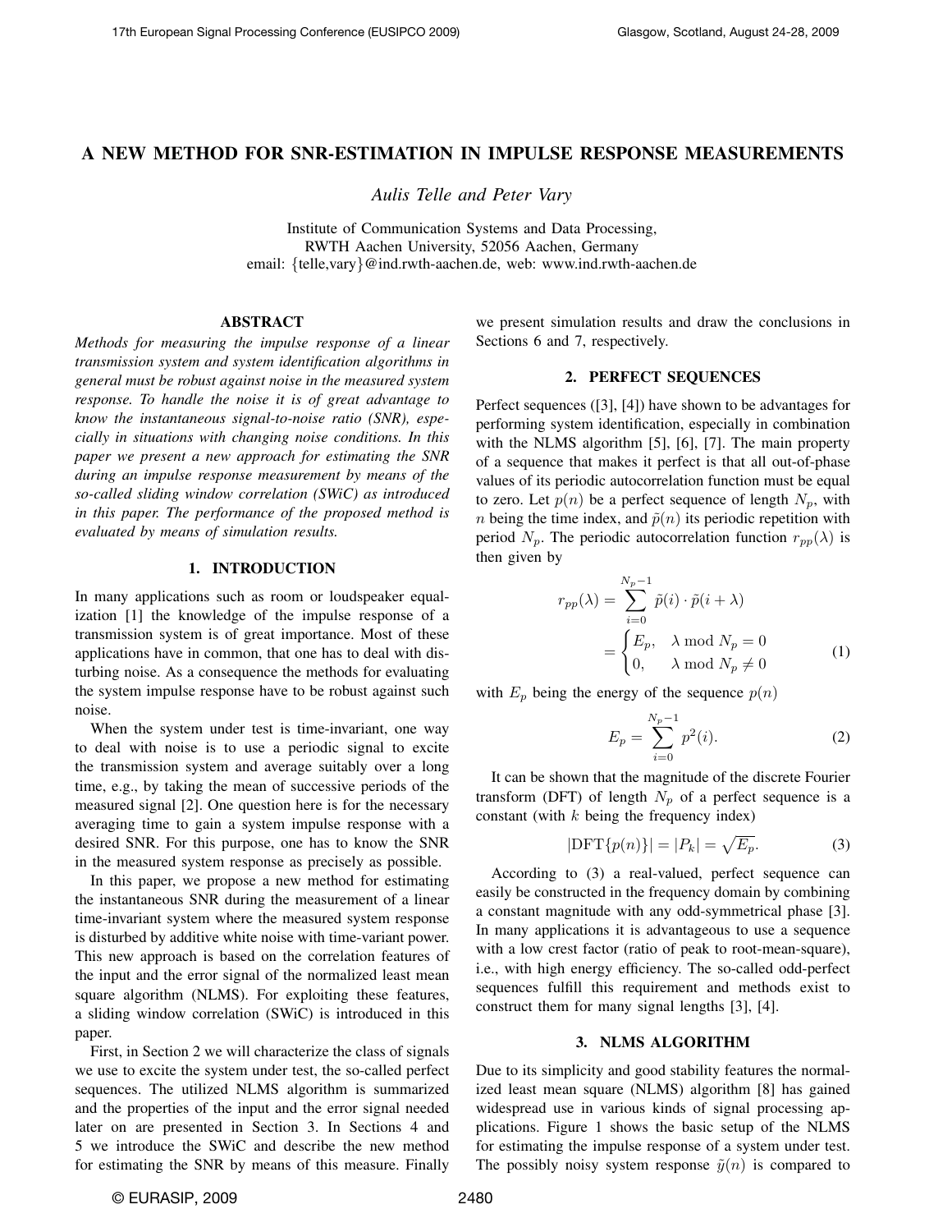# A NEW METHOD FOR SNR-ESTIMATION IN IMPULSE RESPONSE MEASUREMENTS

*Aulis Telle and Peter Vary*

Institute of Communication Systems and Data Processing,
RWTH Aachen University, 52056 Aachen, Germany
email: {telle,vary}@ind.rwth-aachen.de, web: www.ind.rwth-aachen.de

## ABSTRACT

*Methods for measuring the impulse response of a linear transmission system and system identification algorithms in general must be robust against noise in the measured system response. To handle the noise it is of great advantage to know the instantaneous signal-to-noise ratio (SNR), especially in situations with changing noise conditions. In this paper we present a new approach for estimating the SNR during an impulse response measurement by means of the so-called sliding window correlation (SWiC) as introduced in this paper. The performance of the proposed method is evaluated by means of simulation results.*

## 1. INTRODUCTION

In many applications such as room or loudspeaker equalization [1] the knowledge of the impulse response of a transmission system is of great importance. Most of these applications have in common, that one has to deal with disturbing noise. As a consequence the methods for evaluating the system impulse response have to be robust against such noise.

When the system under test is time-invariant, one way to deal with noise is to use a periodic signal to excite the transmission system and average suitably over a long time, e.g., by taking the mean of successive periods of the measured signal [2]. One question here is for the necessary averaging time to gain a system impulse response with a desired SNR. For this purpose, one has to know the SNR in the measured system response as precisely as possible.

In this paper, we propose a new method for estimating the instantaneous SNR during the measurement of a linear time-invariant system where the measured system response is disturbed by additive white noise with time-variant power. This new approach is based on the correlation features of the input and the error signal of the normalized least mean square algorithm (NLMS). For exploiting these features, a sliding window correlation (SWiC) is introduced in this paper.

First, in Section 2 we will characterize the class of signals we use to excite the system under test, the so-called perfect sequences. The utilized NLMS algorithm is summarized and the properties of the input and the error signal needed later on are presented in Section 3. In Sections 4 and 5 we introduce the SWiC and describe the new method for estimating the SNR by means of this measure. Finally we present simulation results and draw the conclusions in Sections 6 and 7, respectively.

## 2. PERFECT SEQUENCES

Perfect sequences ([3], [4]) have shown to be advantages for performing system identification, especially in combination with the NLMS algorithm [5], [6], [7]. The main property of a sequence that makes it perfect is that all out-of-phase values of its periodic autocorrelation function must be equal to zero. Let $p(n)$ be a perfect sequence of length $N_p$, with $n$ being the time index, and $\tilde{p}(n)$ its periodic repetition with period $N_p$. The periodic autocorrelation function $r_{pp}(\lambda)$ is then given by

$$r_{pp}(\lambda) = \sum_{i=0}^{N_p-1} \tilde{p}(i) \cdot \tilde{p}(i+\lambda) = \begin{cases} E_p, & \lambda \bmod N_p = 0 \\ 0, & \lambda \bmod N_p \neq 0 \end{cases} \tag{1}$$

with $E_p$ being the energy of the sequence $p(n)$

$$E_p = \sum_{i=0}^{N_p-1} p^2(i). \tag{2}$$

It can be shown that the magnitude of the discrete Fourier transform (DFT) of length $N_p$ of a perfect sequence is a constant (with $k$ being the frequency index)

$$|\text{DFT}\{p(n)\}| = |P_k| = \sqrt{E_p}. \tag{3}$$

According to (3) a real-valued, perfect sequence can easily be constructed in the frequency domain by combining a constant magnitude with any odd-symmetrical phase [3]. In many applications it is advantageous to use a sequence with a low crest factor (ratio of peak to root-mean-square), i.e., with high energy efficiency. The so-called odd-perfect sequences fulfill this requirement and methods exist to construct them for many signal lengths [3], [4].

## 3. NLMS ALGORITHM

Due to its simplicity and good stability features the normalized least mean square (NLMS) algorithm [8] has gained widespread use in various kinds of signal processing applications. Figure 1 shows the basic setup of the NLMS for estimating the impulse response of a system under test. The possibly noisy system response $\tilde{y}(n)$ is compared to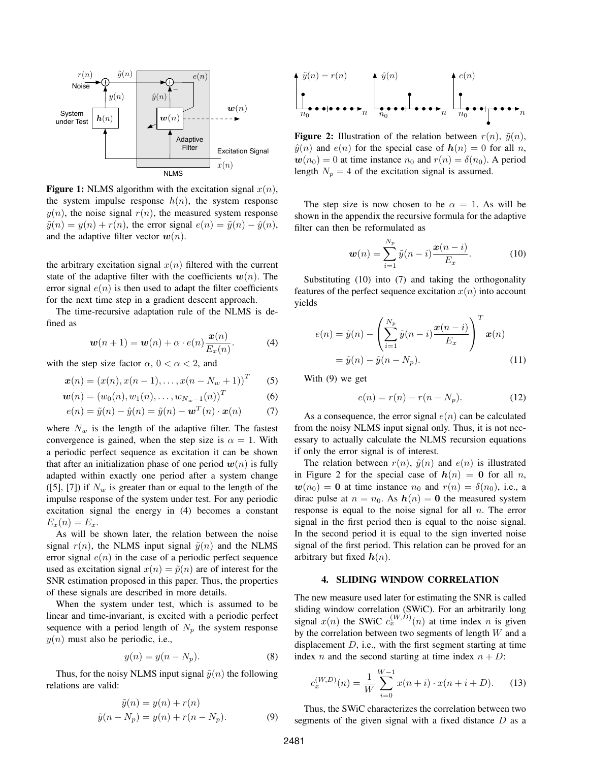**Figure 1:** NLMS algorithm with the excitation signal $x(n)$, the system impulse response $h(n)$, the system response $y(n)$, the noise signal $r(n)$, the measured system response $\tilde{y}(n) = y(n) + r(n)$, the error signal $e(n) = \tilde{y}(n) - \hat{y}(n)$, and the adaptive filter vector $\boldsymbol{w}(n)$.

the arbitrary excitation signal $x(n)$ filtered with the current state of the adaptive filter with the coefficients $\boldsymbol{w}(n)$. The error signal $e(n)$ is then used to adapt the filter coefficients for the next time step in a gradient descent approach.

The time-recursive adaptation rule of the NLMS is defined as

$$\boldsymbol{w}(n+1) = \boldsymbol{w}(n) + \alpha \cdot e(n) \frac{\boldsymbol{x}(n)}{E_x(n)}. \tag{4}$$

with the step size factor $\alpha$, $0 < \alpha < 2$, and

$$\boldsymbol{x}(n) = (x(n), x(n-1), \ldots, x(n - N_w + 1))^T \tag{5}$$

$$\boldsymbol{w}(n) = (w_0(n), w_1(n), \ldots, w_{N_w - 1}(n))^T \tag{6}$$

$$e(n) = \tilde{y}(n) - \hat{y}(n) = \tilde{y}(n) - \boldsymbol{w}^T(n) \cdot \boldsymbol{x}(n) \tag{7}$$

where $N_w$ is the length of the adaptive filter. The fastest convergence is gained, when the step size is $\alpha = 1$. With a periodic perfect sequence as excitation it can be shown that after an initialization phase of one period $\boldsymbol{w}(n)$ is fully adapted within exactly one period after a system change ([5], [7]) if $N_w$ is greater than or equal to the length of the impulse response of the system under test. For any periodic excitation signal the energy in (4) becomes a constant $E_x(n) = E_x$.

As will be shown later, the relation between the noise signal $r(n)$, the NLMS input signal $\tilde{y}(n)$ and the NLMS error signal $e(n)$ in the case of a periodic perfect sequence used as excitation signal $x(n) = \tilde{p}(n)$ are of interest for the SNR estimation proposed in this paper. Thus, the properties of these signals are described in more details.

When the system under test, which is assumed to be linear and time-invariant, is excited with a periodic perfect sequence with a period length of $N_p$ the system response $y(n)$ must also be periodic, i.e.,

$$y(n) = y(n - N_p). \tag{8}$$

Thus, for the noisy NLMS input signal $\tilde{y}(n)$ the following relations are valid:

$$\begin{aligned} \tilde{y}(n) &= y(n) + r(n) \\ \tilde{y}(n - N_p) &= y(n) + r(n - N_p). \end{aligned} \tag{9}$$

**Figure 2:** Illustration of the relation between $r(n)$, $\tilde{y}(n)$, $\hat{y}(n)$ and $e(n)$ for the special case of $\boldsymbol{h}(n) = 0$ for all $n$, $\boldsymbol{w}(n_0) = 0$ at time instance $n_0$ and $r(n) = \delta(n_0)$. A period length $N_p = 4$ of the excitation signal is assumed.

The step size is now chosen to be $\alpha = 1$. As will be shown in the appendix the recursive formula for the adaptive filter can then be reformulated as

$$\boldsymbol{w}(n) = \sum_{i=1}^{N_p} \tilde{y}(n-i) \frac{\boldsymbol{x}(n-i)}{E_x}. \tag{10}$$

Substituting (10) into (7) and taking the orthogonality features of the perfect sequence excitation $x(n)$ into account yields

$$\begin{aligned} e(n) &= \tilde{y}(n) - \left( \sum_{i=1}^{N_p} \tilde{y}(n-i) \frac{\boldsymbol{x}(n-i)}{E_x} \right)^T \boldsymbol{x}(n) \\ &= \tilde{y}(n) - \tilde{y}(n - N_p). \end{aligned} \tag{11}$$

With (9) we get

$$e(n) = r(n) - r(n - N_p). \tag{12}$$

As a consequence, the error signal $e(n)$ can be calculated from the noisy NLMS input signal only. Thus, it is not necessary to actually calculate the NLMS recursion equations if only the error signal is of interest.

The relation between $r(n)$, $\hat{y}(n)$ and $e(n)$ is illustrated in Figure 2 for the special case of $\boldsymbol{h}(n) = \mathbf{0}$ for all $n$, $\boldsymbol{w}(n_0) = \mathbf{0}$ at time instance $n_0$ and $r(n) = \delta(n_0)$, i.e., a dirac pulse at $n = n_0$. As $\boldsymbol{h}(n) = \mathbf{0}$ the measured system response is equal to the noise signal for all $n$. The error signal in the first period then is equal to the noise signal. In the second period it is equal to the sign inverted noise signal of the first period. This relation can be proved for an arbitrary but fixed $\boldsymbol{h}(n)$.

## 4. SLIDING WINDOW CORRELATION

The new measure used later for estimating the SNR is called sliding window correlation (SWiC). For an arbitrarily long signal $x(n)$ the SWiC $c_x^{(W,D)}(n)$ at time index $n$ is given by the correlation between two segments of length $W$ and a displacement $D$, i.e., with the first segment starting at time index $n$ and the second starting at time index $n + D$:

$$c_x^{(W,D)}(n) = \frac{1}{W} \sum_{i=0}^{W-1} x(n+i) \cdot x(n+i+D). \tag{13}$$

Thus, the SWiC characterizes the correlation between two segments of the given signal with a fixed distance $D$ as a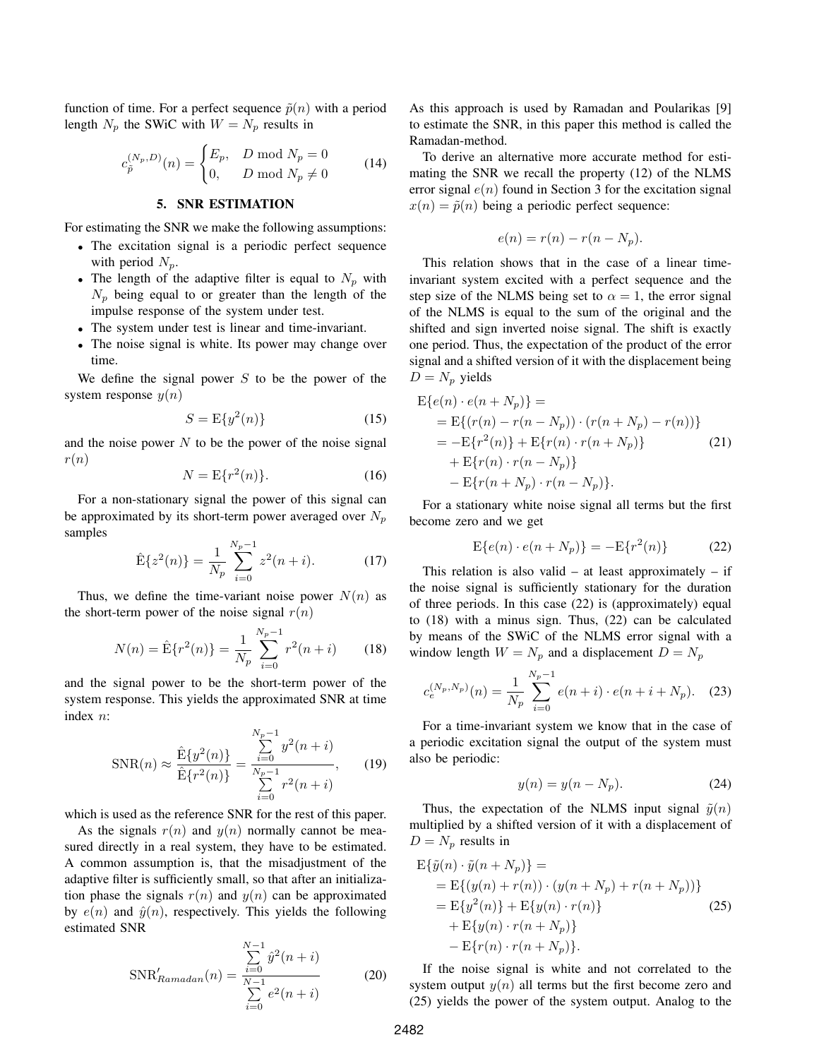function of time. For a perfect sequence $\tilde{p}(n)$ with a period length $N_p$ the SWiC with $W = N_p$ results in

$$c_{\tilde{p}}^{(N_p,D)}(n) = \begin{cases} E_p, & D \bmod N_p = 0 \\ 0, & D \bmod N_p \neq 0 \end{cases} \tag{14}$$

## 5. SNR ESTIMATION

For estimating the SNR we make the following assumptions:

- The excitation signal is a periodic perfect sequence with period $N_p$.
- The length of the adaptive filter is equal to $N_p$ with $N_p$ being equal to or greater than the length of the impulse response of the system under test.
- The system under test is linear and time-invariant.
- The noise signal is white. Its power may change over time.

We define the signal power $S$ to be the power of the system response $y(n)$

$$S = \mathrm{E}\{y^2(n)\} \tag{15}$$

and the noise power $N$ to be the power of the noise signal $r(n)$

$$N = \mathrm{E}\{r^2(n)\}. \tag{16}$$

For a non-stationary signal the power of this signal can be approximated by its short-term power averaged over $N_p$ samples

$$\hat{\mathrm{E}}\{z^2(n)\} = \frac{1}{N_p} \sum_{i=0}^{N_p-1} z^2(n+i). \tag{17}$$

Thus, we define the time-variant noise power $N(n)$ as the short-term power of the noise signal $r(n)$

$$N(n) = \hat{\mathrm{E}}\{r^2(n)\} = \frac{1}{N_p} \sum_{i=0}^{N_p-1} r^2(n+i) \tag{18}$$

and the signal power to be the short-term power of the system response. This yields the approximated SNR at time index $n$:

$$\mathrm{SNR}(n) \approx \frac{\hat{\mathrm{E}}\{y^2(n)\}}{\hat{\mathrm{E}}\{r^2(n)\}} = \frac{\sum_{i=0}^{N_p-1} y^2(n+i)}{\sum_{i=0}^{N_p-1} r^2(n+i)}, \tag{19}$$

which is used as the reference SNR for the rest of this paper.

As the signals $r(n)$ and $y(n)$ normally cannot be measured directly in a real system, they have to be estimated. A common assumption is, that the misadjustment of the adaptive filter is sufficiently small, so that after an initialization phase the signals $r(n)$ and $y(n)$ can be approximated by $e(n)$ and $\hat{y}(n)$, respectively. This yields the following estimated SNR

$$\mathrm{SNR}'_{Ramadan}(n) = \frac{\sum_{i=0}^{N-1} \hat{y}^2(n+i)}{\sum_{i=0}^{N-1} e^2(n+i)} \tag{20}$$

As this approach is used by Ramadan and Poularikas [9] to estimate the SNR, in this paper this method is called the Ramadan-method.

To derive an alternative more accurate method for estimating the SNR we recall the property (12) of the NLMS error signal $e(n)$ found in Section 3 for the excitation signal $x(n) = \tilde{p}(n)$ being a periodic perfect sequence:

$$e(n) = r(n) - r(n - N_p).$$

This relation shows that in the case of a linear time-invariant system excited with a perfect sequence and the step size of the NLMS being set to $\alpha = 1$, the error signal of the NLMS is equal to the sum of the original and the shifted and sign inverted noise signal. The shift is exactly one period. Thus, the expectation of the product of the error signal and a shifted version of it with the displacement being $D = N_p$ yields

$$\begin{aligned}
\mathrm{E}\{e(n) \cdot e(n+N_p)\} &= \\
&= \mathrm{E}\{(r(n) - r(n-N_p)) \cdot (r(n+N_p) - r(n))\} \\
&= -\mathrm{E}\{r^2(n)\} + \mathrm{E}\{r(n) \cdot r(n+N_p)\} \\
&\quad + \mathrm{E}\{r(n) \cdot r(n-N_p)\} \\
&\quad - \mathrm{E}\{r(n+N_p) \cdot r(n-N_p)\}.
\end{aligned} \tag{21}$$

For a stationary white noise signal all terms but the first become zero and we get

$$\mathrm{E}\{e(n) \cdot e(n+N_p)\} = -\mathrm{E}\{r^2(n)\} \tag{22}$$

This relation is also valid – at least approximately – if the noise signal is sufficiently stationary for the duration of three periods. In this case (22) is (approximately) equal to (18) with a minus sign. Thus, (22) can be calculated by means of the SWiC of the NLMS error signal with a window length $W = N_p$ and a displacement $D = N_p$

$$c_e^{(N_p,N_p)}(n) = \frac{1}{N_p} \sum_{i=0}^{N_p-1} e(n+i) \cdot e(n+i+N_p). \tag{23}$$

For a time-invariant system we know that in the case of a periodic excitation signal the output of the system must also be periodic:

$$y(n) = y(n - N_p). \tag{24}$$

Thus, the expectation of the NLMS input signal $\tilde{y}(n)$ multiplied by a shifted version of it with a displacement of $D = N_p$ results in

$$\begin{aligned}
\mathrm{E}\{\tilde{y}(n) \cdot \tilde{y}(n+N_p)\} &= \\
&= \mathrm{E}\{(y(n) + r(n)) \cdot (y(n+N_p) + r(n+N_p))\} \\
&= \mathrm{E}\{y^2(n)\} + \mathrm{E}\{y(n) \cdot r(n)\} \\
&\quad + \mathrm{E}\{y(n) \cdot r(n+N_p)\} \\
&\quad - \mathrm{E}\{r(n) \cdot r(n+N_p)\}.
\end{aligned} \tag{25}$$

If the noise signal is white and not correlated to the system output $y(n)$ all terms but the first become zero and (25) yields the power of the system output. Analog to the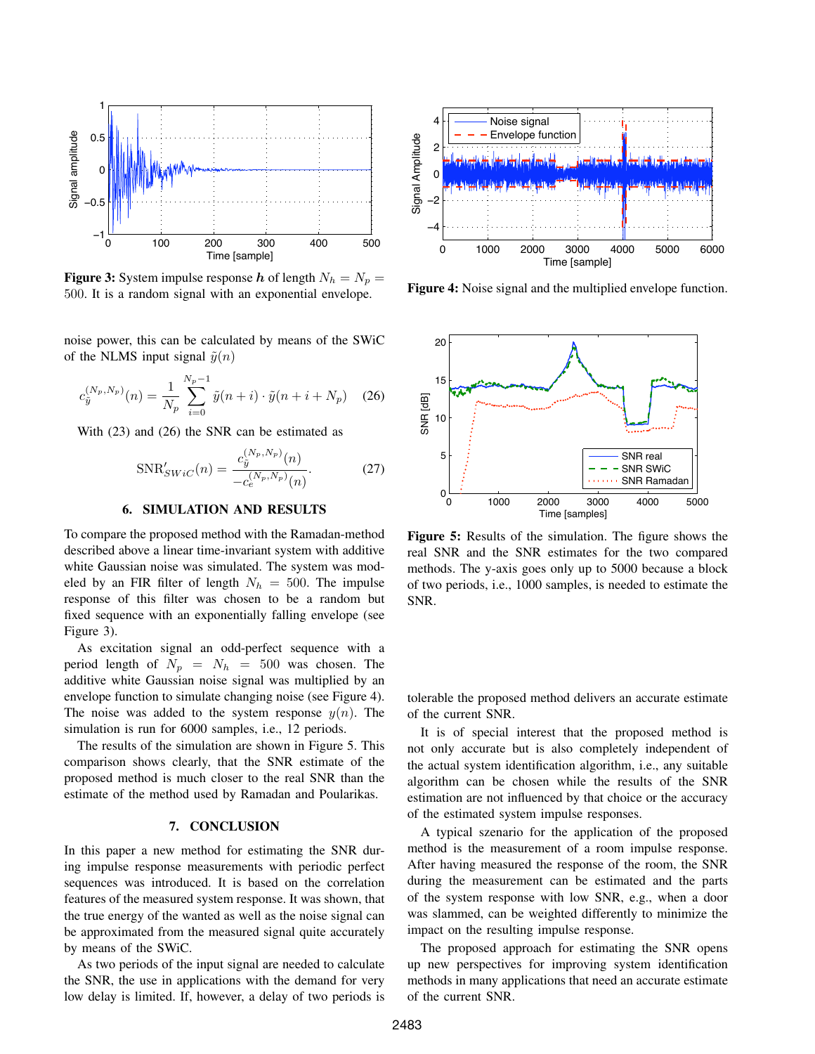**Figure 3:** System impulse response $\boldsymbol{h}$ of length $N_h = N_p = 500$. It is a random signal with an exponential envelope.

noise power, this can be calculated by means of the SWiC of the NLMS input signal $\tilde{y}(n)$

$$c_{\tilde{y}}^{(N_p,N_p)}(n) = \frac{1}{N_p} \sum_{i=0}^{N_p-1} \tilde{y}(n+i) \cdot \tilde{y}(n+i+N_p) \qquad (26)$$

With (23) and (26) the SNR can be estimated as

$$\text{SNR}'_{SWiC}(n) = \frac{c_{\tilde{y}}^{(N_p,N_p)}(n)}{-c_e^{(N_p,N_p)}(n)}. \qquad (27)$$

## 6. SIMULATION AND RESULTS

To compare the proposed method with the Ramadan-method described above a linear time-invariant system with additive white Gaussian noise was simulated. The system was modeled by an FIR filter of length $N_h = 500$. The impulse response of this filter was chosen to be a random but fixed sequence with an exponentially falling envelope (see Figure 3).

As excitation signal an odd-perfect sequence with a period length of $N_p = N_h = 500$ was chosen. The additive white Gaussian noise signal was multiplied by an envelope function to simulate changing noise (see Figure 4). The noise was added to the system response $y(n)$. The simulation is run for 6000 samples, i.e., 12 periods.

The results of the simulation are shown in Figure 5. This comparison shows clearly, that the SNR estimate of the proposed method is much closer to the real SNR than the estimate of the method used by Ramadan and Poularikas.

## 7. CONCLUSION

In this paper a new method for estimating the SNR during impulse response measurements with periodic perfect sequences was introduced. It is based on the correlation features of the measured system response. It was shown, that the true energy of the wanted as well as the noise signal can be approximated from the measured signal quite accurately by means of the SWiC.

As two periods of the input signal are needed to calculate the SNR, the use in applications with the demand for very low delay is limited. If, however, a delay of two periods is

**Figure 4:** Noise signal and the multiplied envelope function.

**Figure 5:** Results of the simulation. The figure shows the real SNR and the SNR estimates for the two compared methods. The y-axis goes only up to 5000 because a block of two periods, i.e., 1000 samples, is needed to estimate the SNR.

tolerable the proposed method delivers an accurate estimate of the current SNR.

It is of special interest that the proposed method is not only accurate but is also completely independent of the actual system identification algorithm, i.e., any suitable algorithm can be chosen while the results of the SNR estimation are not influenced by that choice or the accuracy of the estimated system impulse responses.

A typical szenario for the application of the proposed method is the measurement of a room impulse response. After having measured the response of the room, the SNR during the measurement can be estimated and the parts of the system response with low SNR, e.g., when a door was slammed, can be weighted differently to minimize the impact on the resulting impulse response.

The proposed approach for estimating the SNR opens up new perspectives for improving system identification methods in many applications that need an accurate estimate of the current SNR.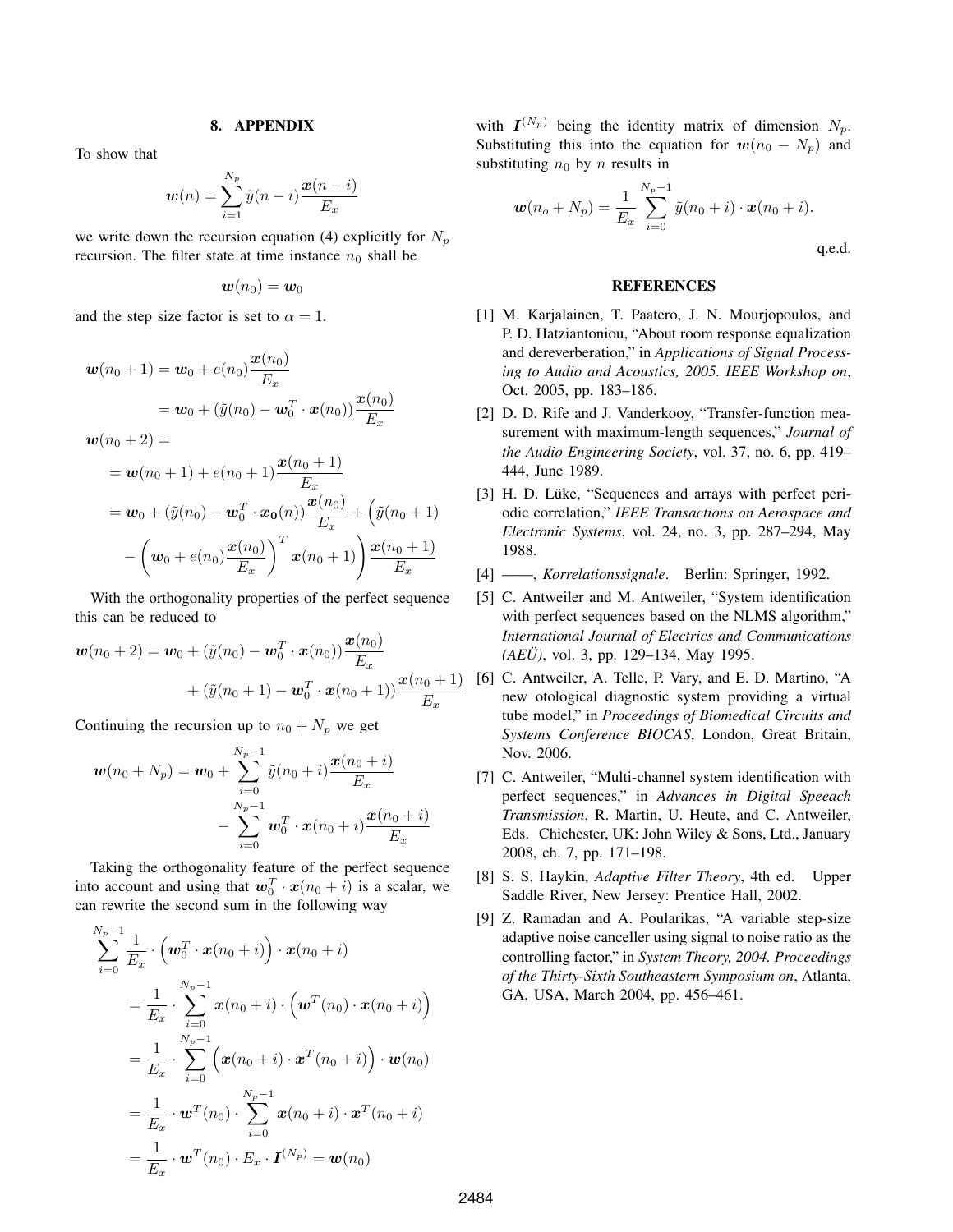## 8. APPENDIX

To show that

$$\boldsymbol{w}(n) = \sum_{i=1}^{N_p} \tilde{y}(n-i)\frac{\boldsymbol{x}(n-i)}{E_x}$$

we write down the recursion equation (4) explicitly for $N_p$ recursion. The filter state at time instance $n_0$ shall be

$$\boldsymbol{w}(n_0) = \boldsymbol{w}_0$$

and the step size factor is set to $\alpha = 1$.

$$\begin{aligned}
\boldsymbol{w}(n_0+1) &= \boldsymbol{w}_0 + e(n_0)\frac{\boldsymbol{x}(n_0)}{E_x} \\
&= \boldsymbol{w}_0 + (\tilde{y}(n_0) - \boldsymbol{w}_0^T \cdot \boldsymbol{x}(n_0))\frac{\boldsymbol{x}(n_0)}{E_x} \\
\boldsymbol{w}(n_0+2) &= \\
&= \boldsymbol{w}(n_0+1) + e(n_0+1)\frac{\boldsymbol{x}(n_0+1)}{E_x} \\
&= \boldsymbol{w}_0 + (\tilde{y}(n_0) - \boldsymbol{w}_0^T \cdot \boldsymbol{x}_{\mathbf{0}}(n))\frac{\boldsymbol{x}(n_0)}{E_x} + \Big(\tilde{y}(n_0+1) \\
&\quad - \left(\boldsymbol{w}_0 + e(n_0)\frac{\boldsymbol{x}(n_0)}{E_x}\right)^T \boldsymbol{x}(n_0+1)\Bigg)\frac{\boldsymbol{x}(n_0+1)}{E_x}
\end{aligned}$$

With the orthogonality properties of the perfect sequence this can be reduced to

$$\begin{aligned}
\boldsymbol{w}(n_0+2) = \boldsymbol{w}_0 &+ (\tilde{y}(n_0) - \boldsymbol{w}_0^T \cdot \boldsymbol{x}(n_0))\frac{\boldsymbol{x}(n_0)}{E_x} \\
&+ (\tilde{y}(n_0+1) - \boldsymbol{w}_0^T \cdot \boldsymbol{x}(n_0+1))\frac{\boldsymbol{x}(n_0+1)}{E_x}
\end{aligned}$$

Continuing the recursion up to $n_0 + N_p$ we get

$$\begin{aligned}
\boldsymbol{w}(n_0+N_p) = \boldsymbol{w}_0 &+ \sum_{i=0}^{N_p-1} \tilde{y}(n_0+i)\frac{\boldsymbol{x}(n_0+i)}{E_x} \\
&- \sum_{i=0}^{N_p-1} \boldsymbol{w}_0^T \cdot \boldsymbol{x}(n_0+i)\frac{\boldsymbol{x}(n_0+i)}{E_x}
\end{aligned}$$

Taking the orthogonality feature of the perfect sequence into account and using that $\boldsymbol{w}_0^T \cdot \boldsymbol{x}(n_0+i)$ is a scalar, we can rewrite the second sum in the following way

$$\begin{aligned}
&\sum_{i=0}^{N_p-1} \frac{1}{E_x} \cdot \left(\boldsymbol{w}_0^T \cdot \boldsymbol{x}(n_0+i)\right) \cdot \boldsymbol{x}(n_0+i) \\
&= \frac{1}{E_x} \cdot \sum_{i=0}^{N_p-1} \boldsymbol{x}(n_0+i) \cdot \left(\boldsymbol{w}^T(n_0) \cdot \boldsymbol{x}(n_0+i)\right) \\
&= \frac{1}{E_x} \cdot \sum_{i=0}^{N_p-1} \left(\boldsymbol{x}(n_0+i) \cdot \boldsymbol{x}^T(n_0+i)\right) \cdot \boldsymbol{w}(n_0) \\
&= \frac{1}{E_x} \cdot \boldsymbol{w}^T(n_0) \cdot \sum_{i=0}^{N_p-1} \boldsymbol{x}(n_0+i) \cdot \boldsymbol{x}^T(n_0+i) \\
&= \frac{1}{E_x} \cdot \boldsymbol{w}^T(n_0) \cdot E_x \cdot \boldsymbol{I}^{(N_p)} = \boldsymbol{w}(n_0)
\end{aligned}$$

with $\boldsymbol{I}^{(N_p)}$ being the identity matrix of dimension $N_p$. Substituting this into the equation for $\boldsymbol{w}(n_0 - N_p)$ and substituting $n_0$ by $n$ results in

$$\boldsymbol{w}(n_o + N_p) = \frac{1}{E_x} \sum_{i=0}^{N_p-1} \tilde{y}(n_0+i) \cdot \boldsymbol{x}(n_0+i).$$

q.e.d.

## REFERENCES

[1] M. Karjalainen, T. Paatero, J. N. Mourjopoulos, and P. D. Hatziantoniou, "About room response equalization and dereverberation," in *Applications of Signal Processing to Audio and Acoustics, 2005. IEEE Workshop on*, Oct. 2005, pp. 183–186.

[2] D. D. Rife and J. Vanderkooy, "Transfer-function measurement with maximum-length sequences," *Journal of the Audio Engineering Society*, vol. 37, no. 6, pp. 419–444, June 1989.

[3] H. D. Lüke, "Sequences and arrays with perfect periodic correlation," *IEEE Transactions on Aerospace and Electronic Systems*, vol. 24, no. 3, pp. 287–294, May 1988.

[4] ——, *Korrelationssignale*. Berlin: Springer, 1992.

[5] C. Antweiler and M. Antweiler, "System identification with perfect sequences based on the NLMS algorithm," *International Journal of Electrics and Communications (AEÜ)*, vol. 3, pp. 129–134, May 1995.

[6] C. Antweiler, A. Telle, P. Vary, and E. D. Martino, "A new otological diagnostic system providing a virtual tube model," in *Proceedings of Biomedical Circuits and Systems Conference BIOCAS*, London, Great Britain, Nov. 2006.

[7] C. Antweiler, "Multi-channel system identification with perfect sequences," in *Advances in Digital Speeach Transmission*, R. Martin, U. Heute, and C. Antweiler, Eds. Chichester, UK: John Wiley & Sons, Ltd., January 2008, ch. 7, pp. 171–198.

[8] S. S. Haykin, *Adaptive Filter Theory*, 4th ed. Upper Saddle River, New Jersey: Prentice Hall, 2002.

[9] Z. Ramadan and A. Poularikas, "A variable step-size adaptive noise canceller using signal to noise ratio as the controlling factor," in *System Theory, 2004. Proceedings of the Thirty-Sixth Southeastern Symposium on*, Atlanta, GA, USA, March 2004, pp. 456–461.